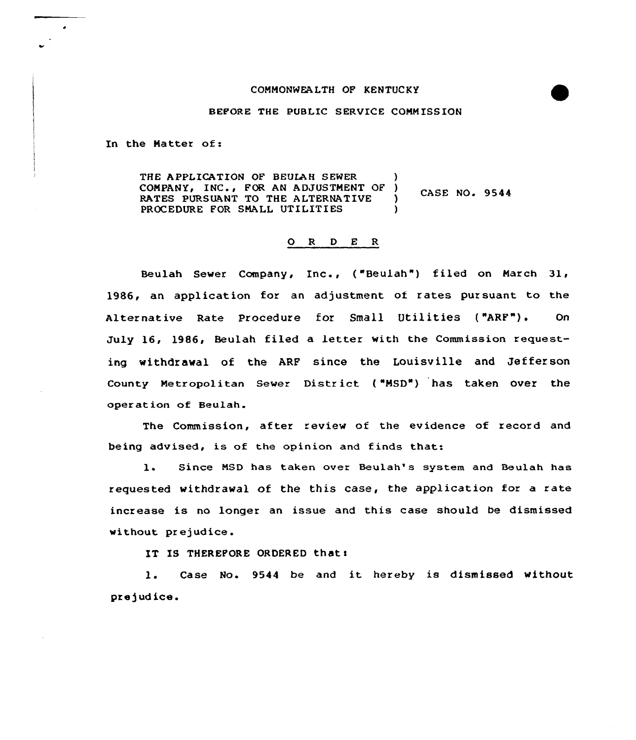COMMONWEALTH OF KENTUCKY

BEFORE THE PUBLIC SERVICE COMMISSION

In the Matter of:

THE APPLICATION OF BEULAH SEWER COMPANY, INC., FOR AN ADJUSTMENT OF RATES PURSUANT TO THE ALTERNATIVE PROCEDURE FOR SMALL UTILITIES ) CASE NO. 9544

O R D E R

Beulah Sewer Company, Inc., ("Beulah") filed on March 31, 1986, an application for an adjustment of rates pursuant to the Alternative Rate Procedure for Small Utilities ("ARF"). On July 16, 1986, Beulah filed a letter with the Commission requesting withdrawal of the ARF since the Louisville and Jefferson County Metropolitan Sewer District ("MSD") has taken over the operation of Beulah.

The Commission, after review of the evidence of record and being advised, is of the opinion and finds that:

1. Since MSD has taken over Beulah's system and Beulah has requested withdrawal of the this case, the application for a rate increase is no longer an issue and this case should be dismissed without prejudice.

IT IS THEREFORE ORDERED that:

1. Case No. 9544 be and it hereby is dismissed without prejudice.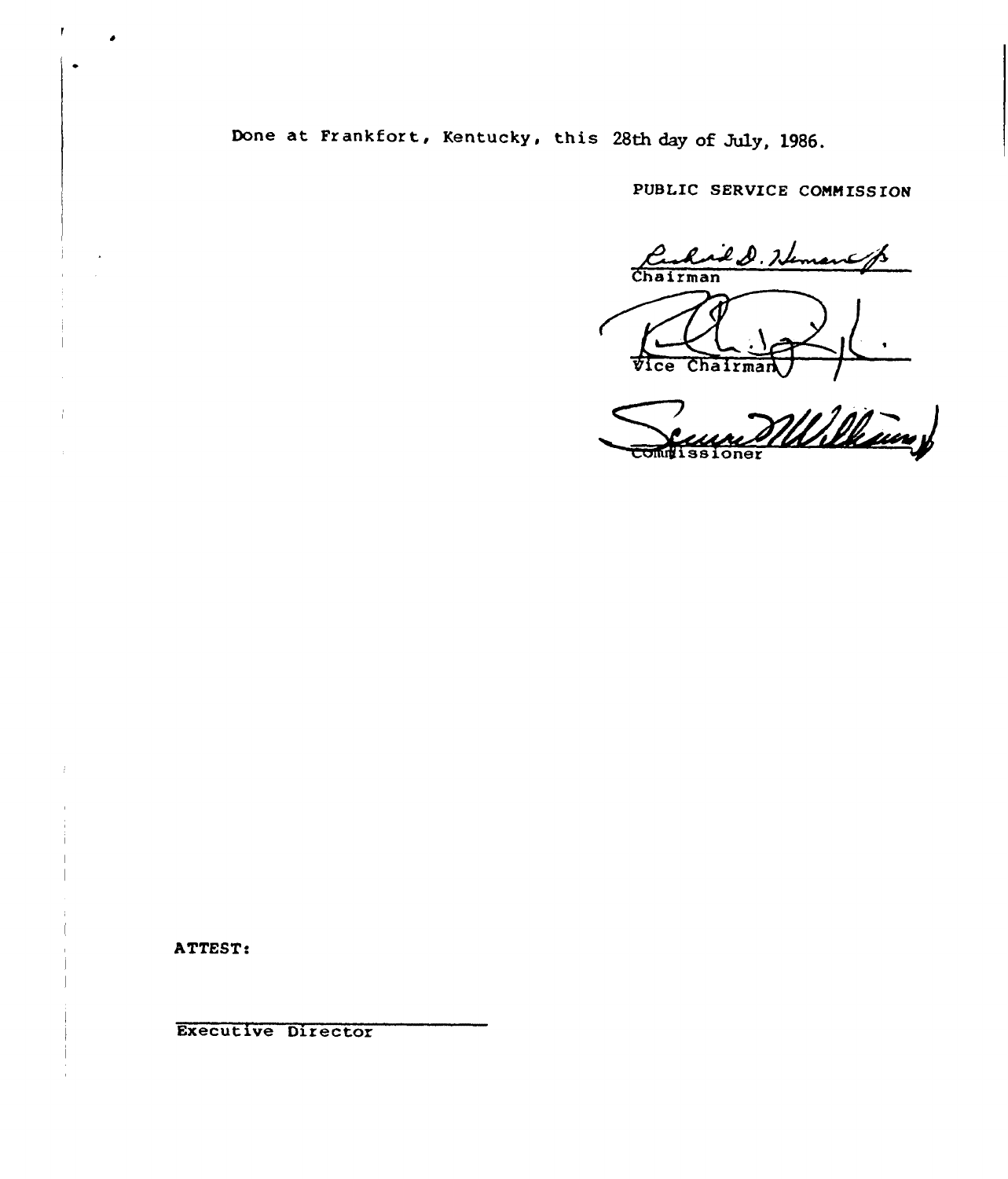Done at Frankfort, Kentucky, this 28th day of July, 1986.

PUBLIC SERVICE COMMISSION

Chairman

Vice Chairman

Commissioner

ATTEST:

Executive Director